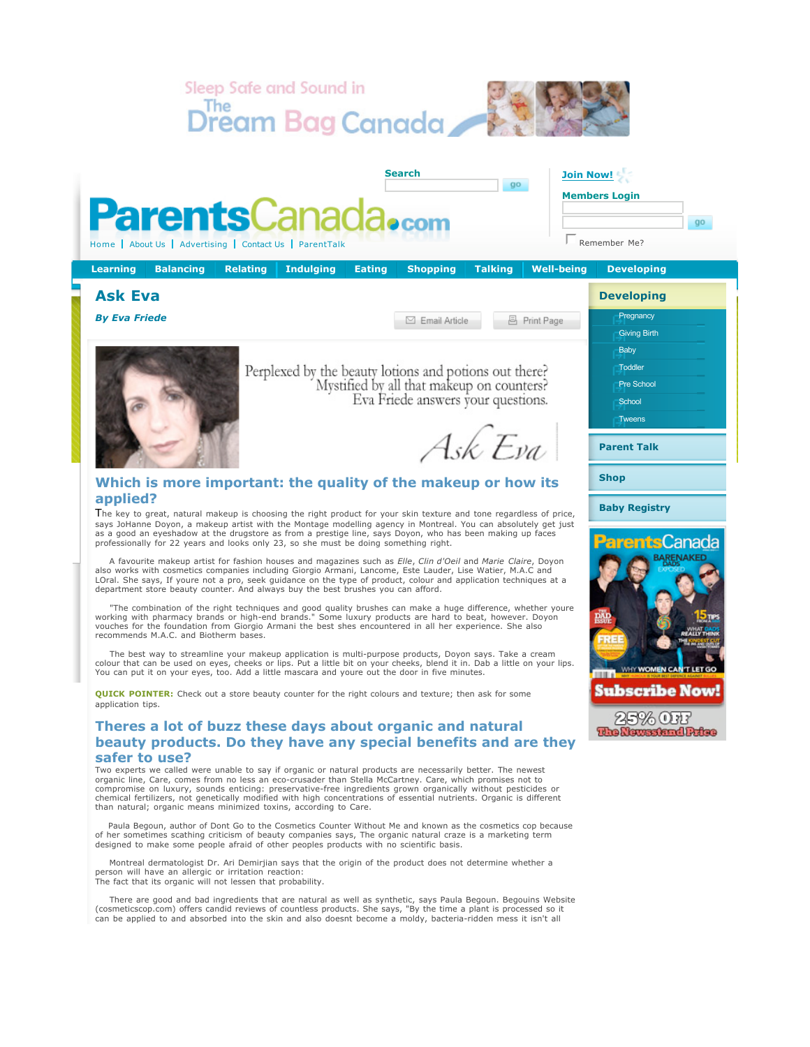Sleep Safe and Sound in The Dream Bag Canada

ParentsCanada.com

Home | About Us | Advertising | Contact Us | ParentTalk

Search

Join Now!

Members Login

Remember Me?

Learning | Balancing | Relating | Indulging | Eating | Shopping | Talking | Well-being | Developing

# Ask Eva

***By Eva Friede***

Email Article | Print Page

Perplexed by the beauty lotions and potions out there? Mystified by all that makeup on counters? Eva Friede answers your questions.

Ask Eva

## Which is more important: the quality of the makeup or how its applied?

The key to great, natural makeup is choosing the right product for your skin texture and tone regardless of price, says JoHanne Doyon, a makeup artist with the Montage modelling agency in Montreal. You can absolutely get just as a good an eyeshadow at the drugstore as from a prestige line, says Doyon, who has been making up faces professionally for 22 years and looks only 23, so she must be doing something right.

A favourite makeup artist for fashion houses and magazines such as *Elle*, *Clin d'Oeil* and *Marie Claire*, Doyon also works with cosmetics companies including Giorgio Armani, Lancome, Este Lauder, Lise Watier, M.A.C and LOral. She says, If youre not a pro, seek guidance on the type of product, colour and application techniques at a department store beauty counter. And always buy the best brushes you can afford.

"The combination of the right techniques and good quality brushes can make a huge difference, whether youre working with pharmacy brands or high-end brands." Some luxury products are hard to beat, however. Doyon vouches for the foundation from Giorgio Armani the best shes encountered in all her experience. She also recommends M.A.C. and Biotherm bases.

The best way to streamline your makeup application is multi-purpose products, Doyon says. Take a cream colour that can be used on eyes, cheeks or lips. Put a little bit on your cheeks, blend it in. Dab a little on your lips. You can put it on your eyes, too. Add a little mascara and youre out the door in five minutes.

**QUICK POINTER:** Check out a store beauty counter for the right colours and texture; then ask for some application tips.

## Theres a lot of buzz these days about organic and natural beauty products. Do they have any special benefits and are they safer to use?

Two experts we called were unable to say if organic or natural products are necessarily better. The newest organic line, Care, comes from no less an eco-crusader than Stella McCartney. Care, which promises not to compromise on luxury, sounds enticing: preservative-free ingredients grown organically without pesticides or chemical fertilizers, not genetically modified with high concentrations of essential nutrients. Organic is different than natural; organic means minimized toxins, according to Care.

Paula Begoun, author of Dont Go to the Cosmetics Counter Without Me and known as the cosmetics cop because of her sometimes scathing criticism of beauty companies says, The organic natural craze is a marketing term designed to make some people afraid of other peoples products with no scientific basis.

Montreal dermatologist Dr. Ari Demirjian says that the origin of the product does not determine whether a person will have an allergic or irritation reaction:
The fact that its organic will not lessen that probability.

There are good and bad ingredients that are natural as well as synthetic, says Paula Begoun. Begouins Website (cosmeticscop.com) offers candid reviews of countless products. She says, "By the time a plant is processed so it can be applied to and absorbed into the skin and also doesnt become a moldy, bacteria-ridden mess it isn't all

## Developing

- Pregnancy
- Giving Birth
- Baby
- Toddler
- Pre School
- School
- Tweens

**Parent Talk**

**Shop**

**Baby Registry**

ParentsCanada — Barenaked Dads Exposed — The Dad Issue — Free — 15 Tips — What Dads Really Think — The Kindest Cut — Why Women Can't Let Go

Subscribe Now! 25% Off The Newsstand Price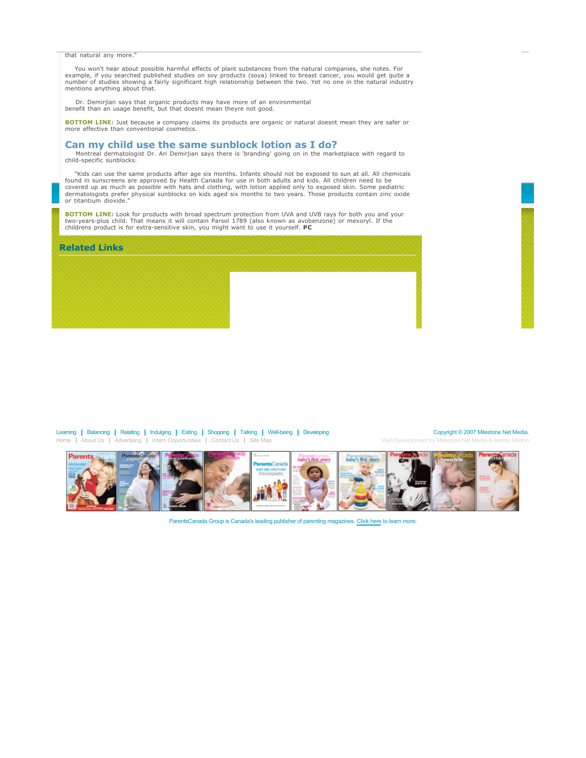that natural any more."

You won't hear about possible harmful effects of plant substances from the natural companies, she notes. For example, if you searched published studies on soy products (soya) linked to breast cancer, you would get quite a number of studies showing a fairly significant high relationship between the two. Yet no one in the natural industry mentions anything about that.

Dr. Demirjian says that organic products may have more of an environmental benefit than an usage benefit, but that doesnt mean theyre not good.

**BOTTOM LINE:** Just because a company claims its products are organic or natural doesnt mean they are safer or more effective than conventional cosmetics.

## Can my child use the same sunblock lotion as I do?

Montreal dermatologist Dr. Ari Demirjian says there is 'branding' going on in the marketplace with regard to child-specific sunblocks.

"Kids can use the same products after age six months. Infants should not be exposed to sun at all. All chemicals found in sunscreens are approved by Health Canada for use in both adults and kids. All children need to be covered up as much as possible with hats and clothing, with lotion applied only to exposed skin. Some pediatric dermatologists prefer physical sunblocks on kids aged six months to two years. Those products contain zinc oxide or titantium dioxide."

**BOTTOM LINE:** Look for products with broad spectrum protection from UVA and UVB rays for both you and your two-years-plus child. That means it will contain Parsol 1789 (also known as avobenzone) or mexoryl. If the childrens product is for extra-sensitive skin, you might want to use it yourself. **PC**

## Related Links

Learning | Balancing | Relating | Indulging | Eating | Shopping | Talking | Well-being | Developing

Home | About Us | Advertising | Intern Opportunities | Contact Us | Site Map

Copyright © 2007 Milestone Net Media.

Web Development by Milestone Net Media & Atomic Motion

ParentsCanada Group is Canada's leading publisher of parenting magazines. Click here to learn more.